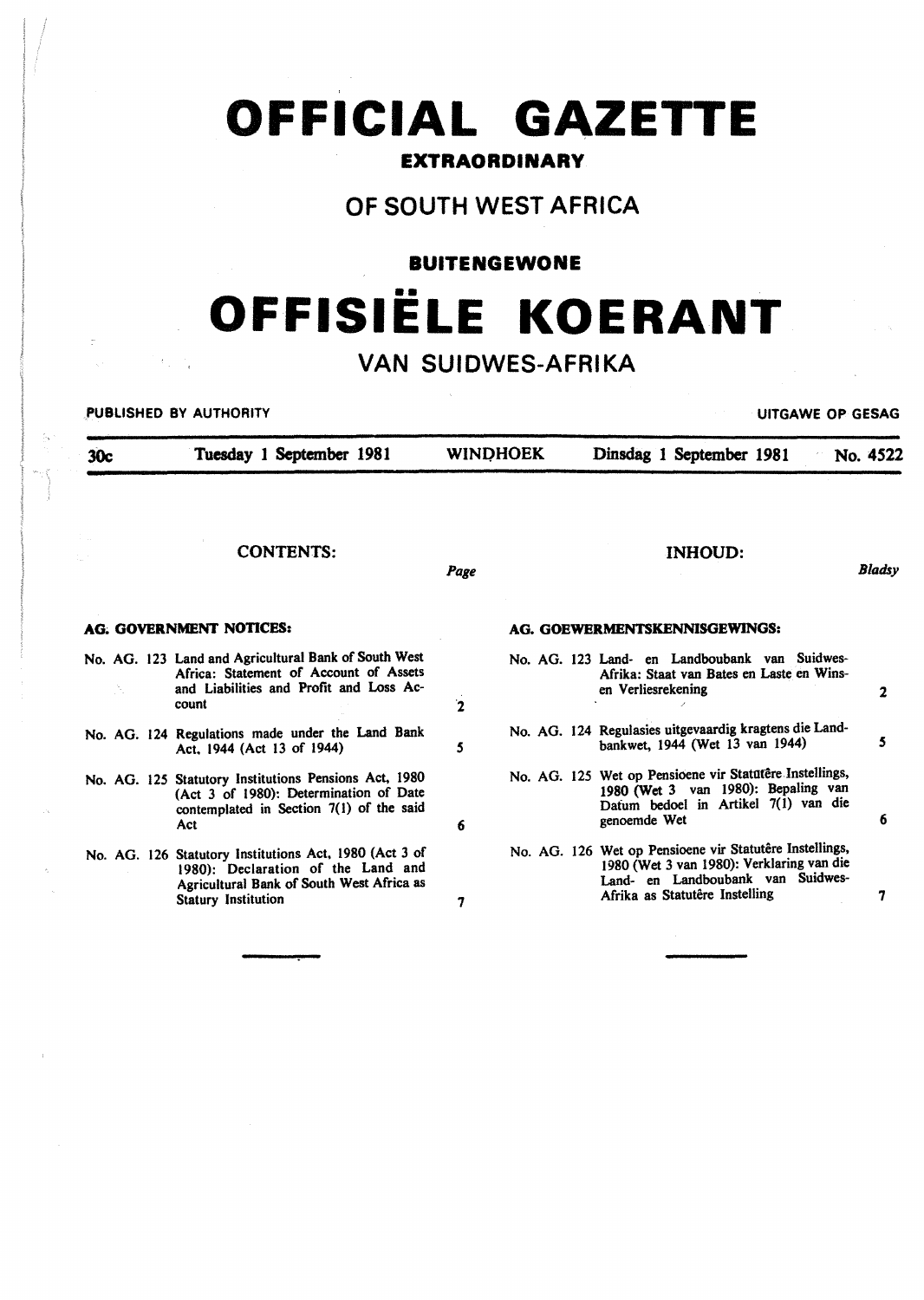# OFFICIAL GAZETTE

## EXTRAORDINARY

## OF SOUTH WEST AFRICA

## BUITENGEWONE

# OFFISIËLE KOERANT

## VAN SUIDWES-AFRIKA

PUBLISHED BY AUTHORITY — UITGAWE OP GESAG

| 30c | Tuesday 1 September 1981 | WINDHOEK | Dinsdag 1 September 1981 | No. 4522 |
|---|---|---|---|---|

### CONTENTS:

| | Page |
|---|---|
| **AG. GOVERNMENT NOTICES:** | |
| No. AG. 123 Land and Agricultural Bank of South West Africa: Statement of Account of Assets and Liabilities and Profit and Loss Account | 2 |
| No. AG. 124 Regulations made under the Land Bank Act, 1944 (Act 13 of 1944) | 5 |
| No. AG. 125 Statutory Institutions Pensions Act, 1980 (Act 3 of 1980): Determination of Date contemplated in Section 7(1) of the said Act | 6 |
| No. AG. 126 Statutory Institutions Act, 1980 (Act 3 of 1980): Declaration of the Land and Agricultural Bank of South West Africa as Statury Institution | 7 |

### INHOUD:

| | Bladsy |
|---|---|
| **AG. GOEWERMENTSKENNISGEWINGS:** | |
| No. AG. 123 Land- en Landboubank van Suidwes-Afrika: Staat van Bates en Laste en Wins- en Verliesrekening | 2 |
| No. AG. 124 Regulasies uitgevaardig kragtens die Landbankwet, 1944 (Wet 13 van 1944) | 5 |
| No. AG. 125 Wet op Pensioene vir Statutêre Instellings, 1980 (Wet 3 van 1980): Bepaling van Datum bedoel in Artikel 7(1) van die genoemde Wet | 6 |
| No. AG. 126 Wet op Pensioene vir Statutêre Instellings, 1980 (Wet 3 van 1980): Verklaring van die Land- en Landboubank van Suidwes-Afrika as Statutêre Instelling | 7 |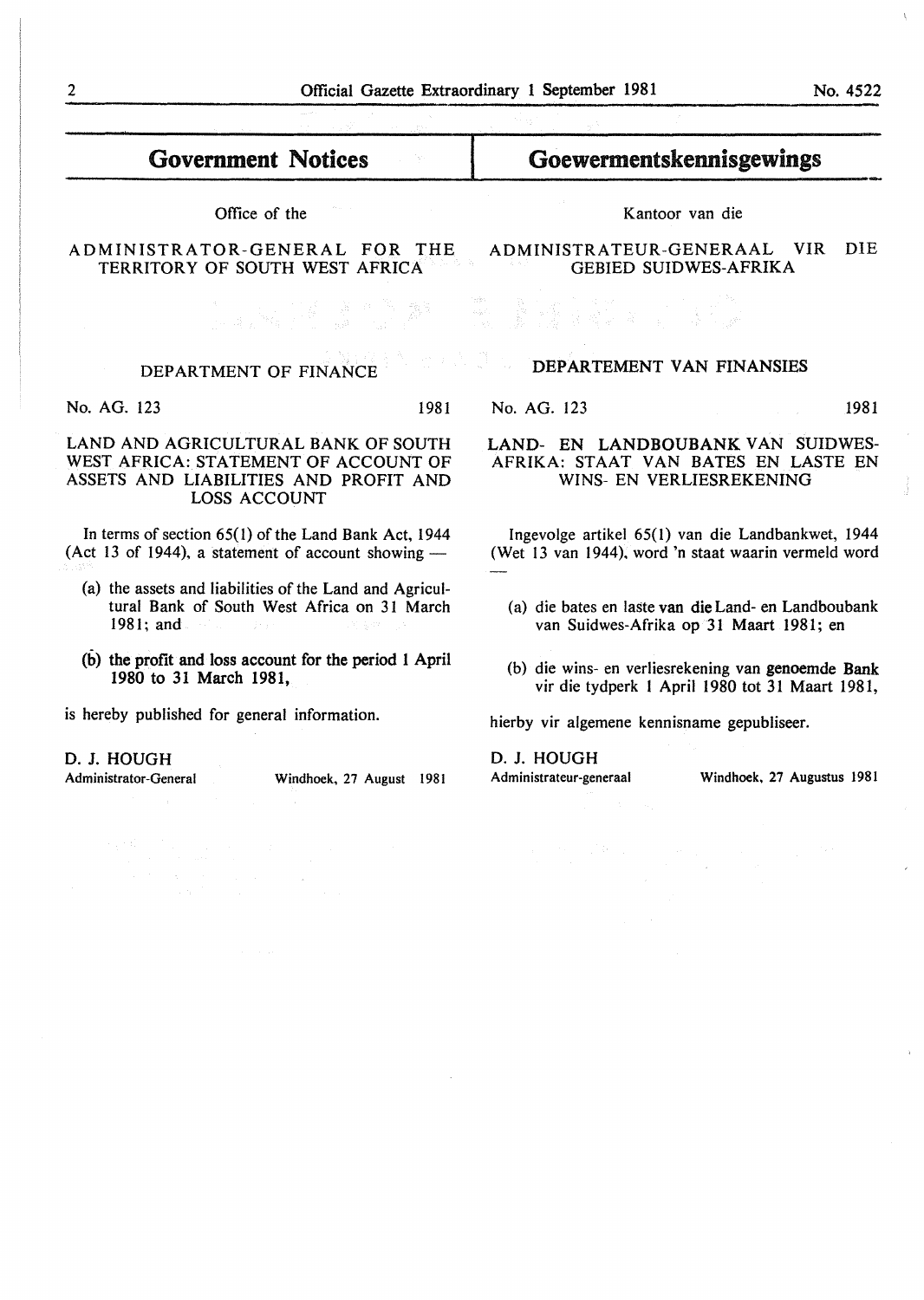## Government Notices

Office of the

ADMINISTRATOR-GENERAL FOR THE TERRITORY OF SOUTH WEST AFRICA

DEPARTMENT OF FINANCE

No. AG. 123 1981

LAND AND AGRICULTURAL BANK OF SOUTH WEST AFRICA: STATEMENT OF ACCOUNT OF ASSETS AND LIABILITIES AND PROFIT AND LOSS ACCOUNT

In terms of section 65(1) of the Land Bank Act, 1944 (Act 13 of 1944), a statement of account showing —

(a) the assets and liabilities of the Land and Agricultural Bank of South West Africa on 31 March 1981; and

(b) the profit and loss account for the period 1 April 1980 to 31 March 1981,

is hereby published for general information.

D. J. HOUGH
Administrator-General

Windhoek, 27 August 1981

## Goewermentskennisgewings

Kantoor van die

ADMINISTRATEUR-GENERAAL VIR DIE GEBIED SUIDWES-AFRIKA

DEPARTEMENT VAN FINANSIES

No. AG. 123 1981

LAND- EN LANDBOUBANK VAN SUIDWES-AFRIKA: STAAT VAN BATES EN LASTE EN WINS- EN VERLIESREKENING

Ingevolge artikel 65(1) van die Landbankwet, 1944 (Wet 13 van 1944), word 'n staat waarin vermeld word —

(a) die bates en laste van die Land- en Landboubank van Suidwes-Afrika op 31 Maart 1981; en

(b) die wins- en verliesrekening van genoemde Bank vir die tydperk 1 April 1980 tot 31 Maart 1981,

hierby vir algemene kennisname gepubliseer.

D. J. HOUGH
Administrateur-generaal

Windhoek, 27 Augustus 1981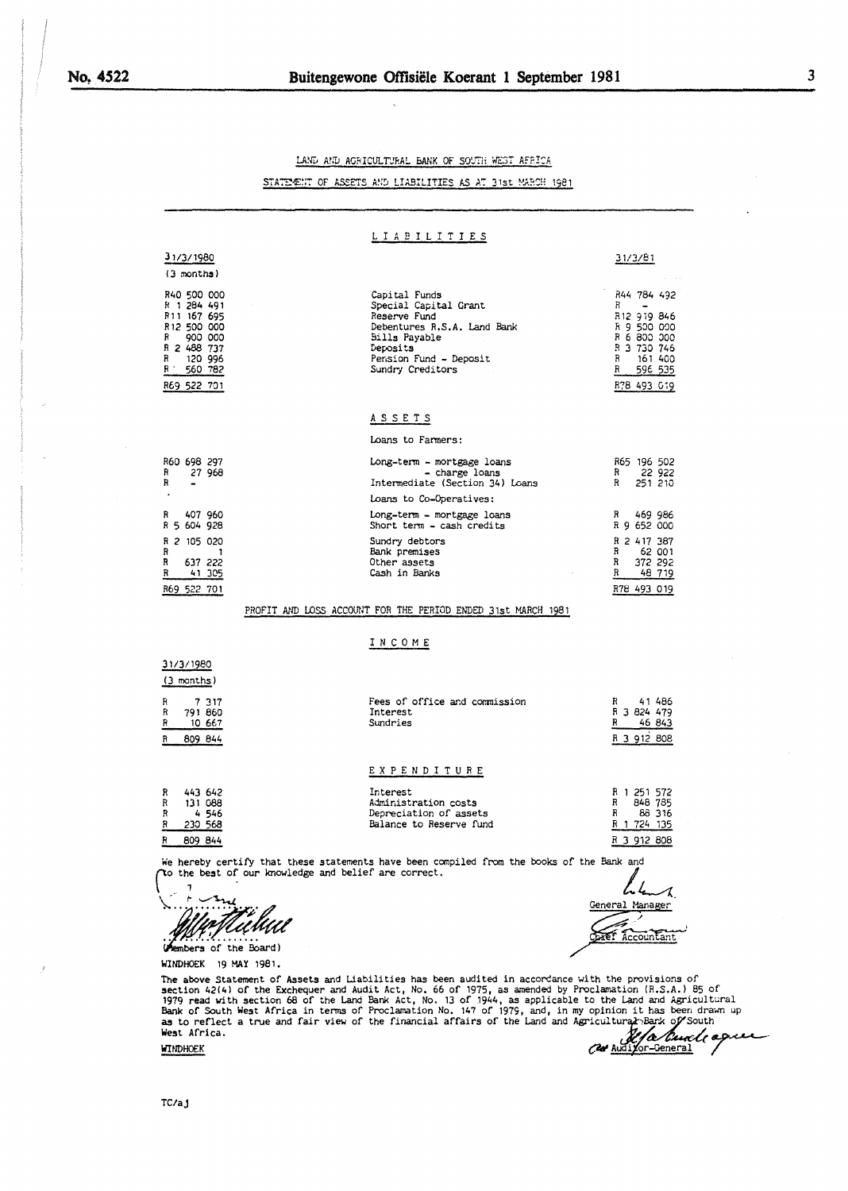## LAND AND AGRICULTURAL BANK OF SOUTH WEST AFRICA

### STATEMENT OF ASSETS AND LIABILITIES AS AT 31st MARCH 1981

#### LIABILITIES

| 31/3/1980 (3 months) | | 31/3/81 |
|---|---|---|
| R40 500 000 | Capital Funds | R44 784 492 |
| R 1 284 491 | Special Capital Grant | R - |
| R11 167 695 | Reserve Fund | R12 919 846 |
| R12 500 000 | Debentures R.S.A. Land Bank | R 9 500 000 |
| R 900 000 | Bills Payable | R 6 800 000 |
| R 2 488 737 | Deposits | R 3 730 746 |
| R 120 996 | Pension Fund - Deposit | R 161 400 |
| R 560 782 | Sundry Creditors | R 596 535 |
| R69 522 701 | | R78 493 019 |

#### ASSETS

| 31/3/1980 (3 months) | | 31/3/81 |
|---|---|---|
| | Loans to Farmers: | |
| R60 698 297 | Long-term - mortgage loans | R65 196 502 |
| R 27 968 | - charge loans | R 22 922 |
| R - | Intermediate (Section 34) Loans | R 251 210 |
| | Loans to Co-Operatives: | |
| R 407 960 | Long-term - mortgage loans | R 469 986 |
| R 5 604 928 | Short term - cash credits | R 9 652 000 |
| R 2 105 020 | Sundry debtors | R 2 417 387 |
| R 1 | Bank premises | R 62 001 |
| R 637 222 | Other assets | R 372 292 |
| R 41 305 | Cash in Banks | R 48 719 |
| R69 522 701 | | R78 493 019 |

### PROFIT AND LOSS ACCOUNT FOR THE PERIOD ENDED 31st MARCH 1981

#### INCOME

| 31/3/1980 (3 months) | | |
|---|---|---|
| R 7 317 | Fees of office and commission | R 41 486 |
| R 791 860 | Interest | R 3 824 479 |
| R 10 667 | Sundries | R 46 843 |
| R 809 844 | | R 3 912 808 |

#### EXPENDITURE

| 31/3/1980 (3 months) | | |
|---|---|---|
| R 443 642 | Interest | R 1 251 572 |
| R 131 088 | Administration costs | R 848 785 |
| R 4 546 | Depreciation of assets | R 88 316 |
| R 230 568 | Balance to Reserve Fund | R 1 724 135 |
| R 809 844 | | R 3 912 808 |

We hereby certify that these statements have been compiled from the books of the Bank and to the best of our knowledge and belief are correct.

(Members of the Board)

General Manager

Chief Accountant

WINDHOEK 19 MAY 1981.

The above Statement of Assets and Liabilities has been audited in accordance with the provisions of section 42(4) of the Exchequer and Audit Act, No. 66 of 1975, as amended by Proclamation (R.S.A.) 85 of 1979 read with section 68 of the Land Bank Act, No. 13 of 1944, as applicable to the Land and Agricultural Bank of South West Africa in terms of Proclamation No. 147 of 1979, and, in my opinion it has been drawn up as to reflect a true and fair view of the financial affairs of the Land and Agricultural Bank of South West Africa.

WINDHOEK

Auditor-General

TC/aj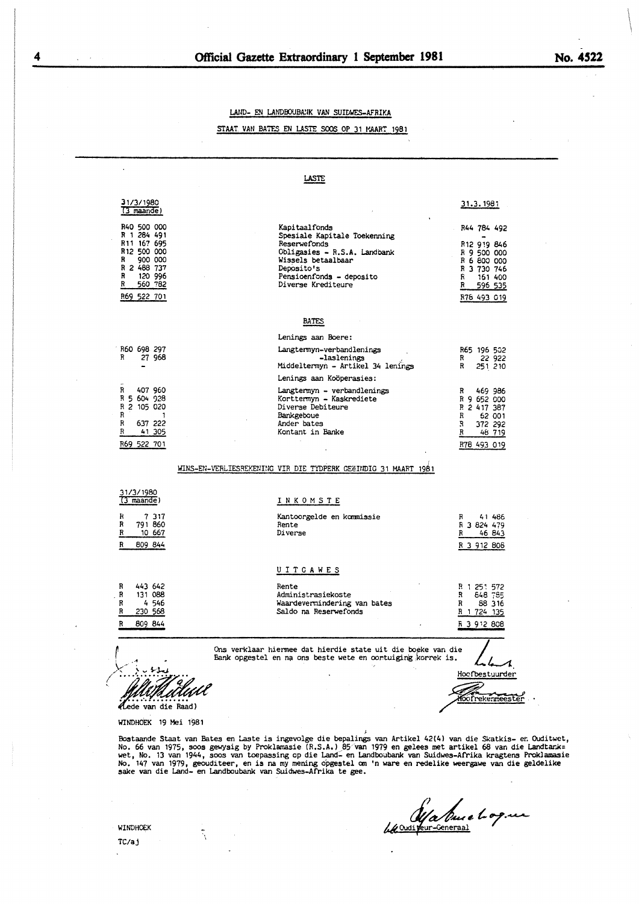LAND- EN LANDBOUBANK VAN SUIDWES-AFRIKA

STAAT VAN BATES EN LASTE SOOS OP 31 MAART 1981

## LASTE

| 31/3/1980 (3 maande) | | 31.3.1981 |
|---|---|---|
| R40 500 000 | Kapitaalfonds | R44 784 492 |
| R 1 284 491 | Spesiale Kapitale Toekenning | - |
| R11 167 695 | Reserwefonds | R12 919 846 |
| R12 500 000 | Obligasies - R.S.A. Landbank | R 9 500 000 |
| R 900 000 | Wissels betaalbaar | R 6 800 000 |
| R 2 488 737 | Deposito's | R 3 730 746 |
| R 120 996 | Pensioenfonds - deposito | R 161 400 |
| R 560 782 | Diverse Krediteure | R 596 535 |
| R69 522 701 | | R78 493 019 |

## BATES

| 31/3/1980 (3 maande) | | 31.3.1981 |
|---|---|---|
| | Lenings aan Boere: | |
| R60 698 297 | Langtermyn-verbandlenings | R65 196 502 |
| R 27 968 | -laslenings | R 22 922 |
| - | Middeltermyn - Artikel 34 lenings | R 251 210 |
| | Lenings aan Koöperasies: | |
| R 407 960 | Langtermyn - verbandlenings | R 469 986 |
| R 5 604 928 | Korttermyn - Kaskrediete | R 9 652 000 |
| R 2 105 020 | Diverse Debiteure | R 2 417 387 |
| R 1 | Bankgeboue | R 62 001 |
| R 637 222 | Ander bates | R 372 292 |
| R 41 305 | Kontant in Banke | R 48 719 |
| R69 522 701 | | R78 493 019 |

WINS-EN-VERLIESREKENING VIR DIE TYDPERK GEËINDIG 31 MAART 1981

| 31/3/1980 (3 maande) | INKOMSTE | |
|---|---|---|
| R 7 317 | Kantoorgelde en kommissie | R 41 486 |
| R 791 860 | Rente | R 3 824 479 |
| R 10 667 | Diverse | R 46 843 |
| R 809 844 | | R 3 912 808 |
| | **UITGAWES** | |
| R 443 642 | Rente | R 1 251 572 |
| R 131 088 | Administrasiekoste | R 848 785 |
| R 4 546 | Waardevermindering van bates | R 88 316 |
| R 230 568 | Saldo na Reserwefonds | R 1 724 135 |
| R 809 844 | | R 3 912 808 |

Ons verklaar hiermee dat hierdie state uit die boeke van die Bank opgestel en na ons beste wete en oortuiging korrek is.

(Lede van die Raad)

Hoofbestuurder

Hoofrekenmeester

WINDHOEK 19 Mei 1981

Bostaande Staat van Bates en Laste is ingevolge die bepalings van Artikel 42(4) van die Skatkis- en Ouditwet, No. 66 van 1975, soos gewysig by Proklamasie (R.S.A.) 85 van 1979 en gelees met artikel 68 van die Landbankwet, No. 13 van 1944, soos van toepassing op die Land- en Landboubank van Suidwes-Afrika kragtens Proklamasie No. 147 van 1979, geouditeer, en is na my mening opgestel om 'n ware en redelike weergawe van die geldelike sake van die Land- en Landboubank van Suidwes-Afrika te gee.

Ouditeur-Generaal

WINDHOEK

TC/aj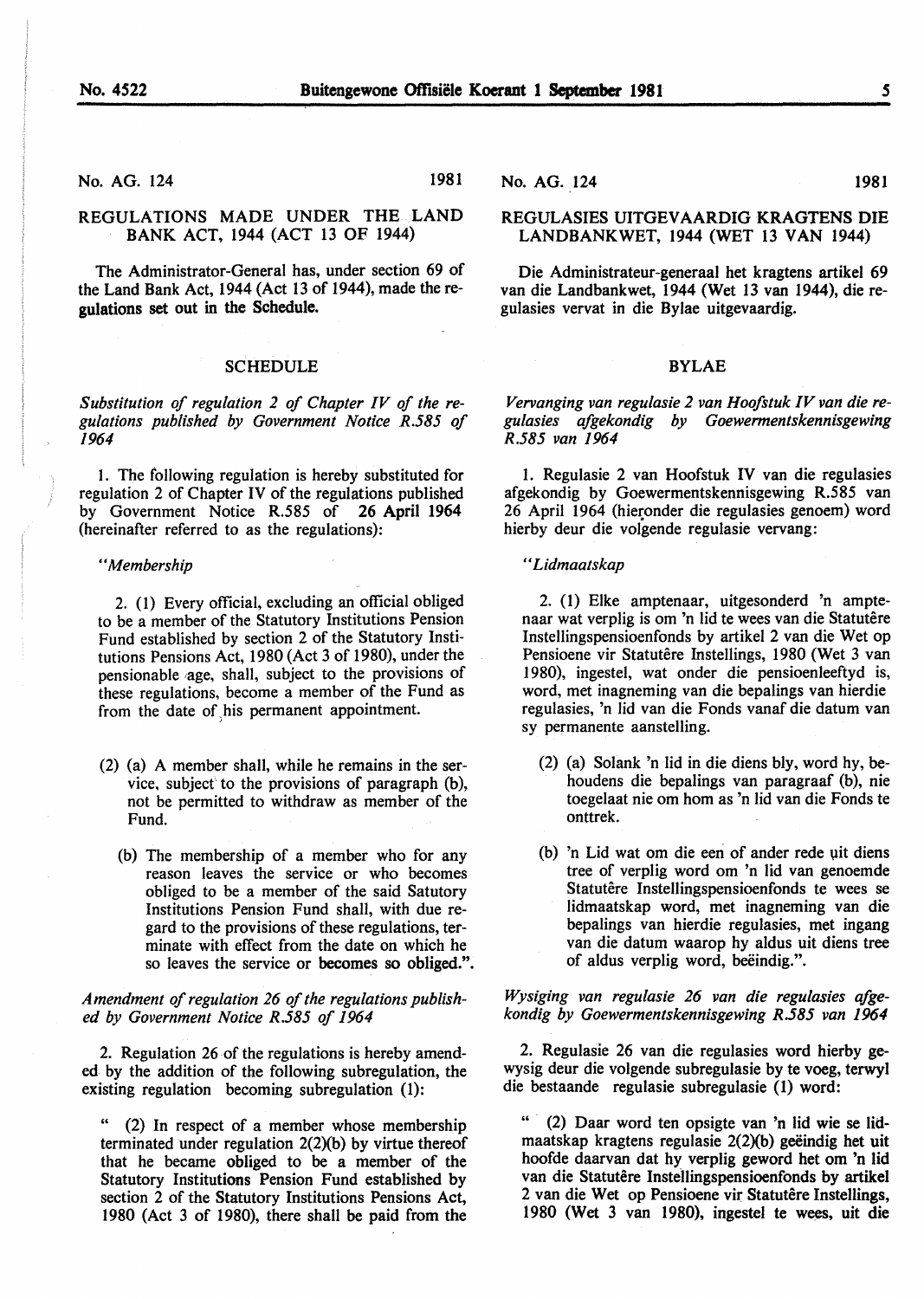No. AG. 124 1981

## REGULATIONS MADE UNDER THE LAND BANK ACT, 1944 (ACT 13 OF 1944)

The Administrator-General has, under section 69 of the Land Bank Act, 1944 (Act 13 of 1944), made the regulations set out in the Schedule.

### SCHEDULE

*Substitution of regulation 2 of Chapter IV of the regulations published by Government Notice R.585 of 1964*

1. The following regulation is hereby substituted for regulation 2 of Chapter IV of the regulations published by Government Notice R.585 of 26 April 1964 (hereinafter referred to as the regulations):

"*Membership*

2. (1) Every official, excluding an official obliged to be a member of the Statutory Institutions Pension Fund established by section 2 of the Statutory Institutions Pensions Act, 1980 (Act 3 of 1980), under the pensionable age, shall, subject to the provisions of these regulations, become a member of the Fund as from the date of his permanent appointment.

(2) (a) A member shall, while he remains in the service, subject to the provisions of paragraph (b), not be permitted to withdraw as member of the Fund.

(b) The membership of a member who for any reason leaves the service or who becomes obliged to be a member of the said Satutory Institutions Pension Fund shall, with due regard to the provisions of these regulations, terminate with effect from the date on which he so leaves the service or becomes so obliged.".

*Amendment of regulation 26 of the regulations published by Government Notice R.585 of 1964*

2. Regulation 26 of the regulations is hereby amended by the addition of the following subregulation, the existing regulation becoming subregulation (1):

" (2) In respect of a member whose membership terminated under regulation 2(2)(b) by virtue thereof that he became obliged to be a member of the Statutory Institutions Pension Fund established by section 2 of the Statutory Institutions Pensions Act, 1980 (Act 3 of 1980), there shall be paid from the

No. AG. 124 1981

## REGULASIES UITGEVAARDIG KRAGTENS DIE LANDBANKWET, 1944 (WET 13 VAN 1944)

Die Administrateur-generaal het kragtens artikel 69 van die Landbankwet, 1944 (Wet 13 van 1944), die regulasies vervat in die Bylae uitgevaardig.

### BYLAE

*Vervanging van regulasie 2 van Hoofstuk IV van die regulasies afgekondig by Goewermentskennisgewing R.585 van 1964*

1. Regulasie 2 van Hoofstuk IV van die regulasies afgekondig by Goewermentskennisgewing R.585 van 26 April 1964 (hieronder die regulasies genoem) word hierby deur die volgende regulasie vervang:

"*Lidmaatskap*

2. (1) Elke amptenaar, uitgesonderd 'n amptenaar wat verplig is om 'n lid te wees van die Statutêre Instellingspensioenfonds by artikel 2 van die Wet op Pensioene vir Statutêre Instellings, 1980 (Wet 3 van 1980), ingestel, wat onder die pensioenleeftyd is, word, met inagneming van die bepalings van hierdie regulasies, 'n lid van die Fonds vanaf die datum van sy permanente aanstelling.

(2) (a) Solank 'n lid in die diens bly, word hy, behoudens die bepalings van paragraaf (b), nie toegelaat nie om hom as 'n lid van die Fonds te onttrek.

(b) 'n Lid wat om die een of ander rede uit diens tree of verplig word om 'n lid van genoemde Statutêre Instellingspensioenfonds te wees se lidmaatskap word, met inagneming van die bepalings van hierdie regulasies, met ingang van die datum waarop hy aldus uit diens tree of aldus verplig word, beëindig.".

*Wysiging van regulasie 26 van die regulasies afgekondig by Goewermentskennisgewing R.585 van 1964*

2. Regulasie 26 van die regulasies word hierby gewysig deur die volgende subregulasie by te voeg, terwyl die bestaande regulasie subregulasie (1) word:

" (2) Daar word ten opsigte van 'n lid wie se lidmaatskap kragtens regulasie 2(2)(b) geëindig het uit hoofde daarvan dat hy verplig geword het om 'n lid van die Statutêre Instellingspensioenfonds by artikel 2 van die Wet op Pensioene vir Statutêre Instellings, 1980 (Wet 3 van 1980), ingestel te wees, uit die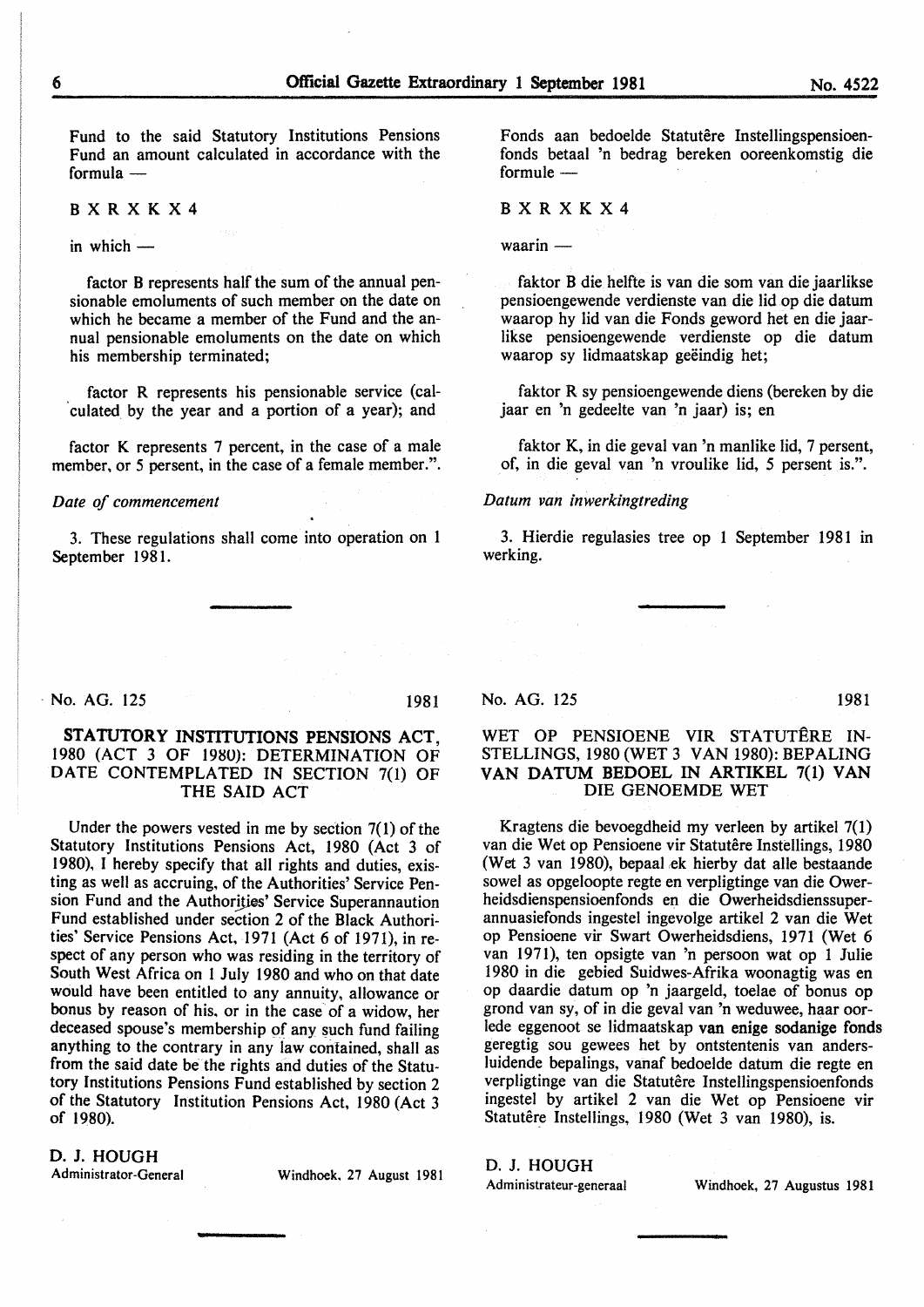Fund to the said Statutory Institutions Pensions Fund an amount calculated in accordance with the formula —

B X R X K X 4

in which —

factor B represents half the sum of the annual pensionable emoluments of such member on the date on which he became a member of the Fund and the annual pensionable emoluments on the date on which his membership terminated;

factor R represents his pensionable service (calculated by the year and a portion of a year); and

factor K represents 7 percent, in the case of a male member, or 5 persent, in the case of a female member.".

*Date of commencement*

3. These regulations shall come into operation on 1 September 1981.

Fonds aan bedoelde Statutêre Instellingspensioenfonds betaal 'n bedrag bereken ooreenkomstig die formule —

B X R X K X 4

waarin —

faktor B die helfte is van die som van die jaarlikse pensioengewende verdienste van die lid op die datum waarop hy lid van die Fonds geword het en die jaarlikse pensioengewende verdienste op die datum waarop sy lidmaatskap geëindig het;

faktor R sy pensioengewende diens (bereken by die jaar en 'n gedeelte van 'n jaar) is; en

faktor K, in die geval van 'n manlike lid, 7 persent, of, in die geval van 'n vroulike lid, 5 persent is.".

*Datum van inwerkingtreding*

3. Hierdie regulasies tree op 1 September 1981 in werking.

---

No. AG. 125 1981

## STATUTORY INSTITUTIONS PENSIONS ACT, 1980 (ACT 3 OF 1980): DETERMINATION OF DATE CONTEMPLATED IN SECTION 7(1) OF THE SAID ACT

Under the powers vested in me by section 7(1) of the Statutory Institutions Pensions Act, 1980 (Act 3 of 1980), I hereby specify that all rights and duties, existing as well as accruing, of the Authorities' Service Pension Fund and the Authorities' Service Superannaution Fund established under section 2 of the Black Authorities' Service Pensions Act, 1971 (Act 6 of 1971), in respect of any person who was residing in the territory of South West Africa on 1 July 1980 and who on that date would have been entitled to any annuity, allowance or bonus by reason of his, or in the case of a widow, her deceased spouse's membership of any such fund failing anything to the contrary in any law contained, shall as from the said date be the rights and duties of the Statutory Institutions Pensions Fund established by section 2 of the Statutory Institution Pensions Act, 1980 (Act 3 of 1980).

**D. J. HOUGH**
Administrator-General

Windhoek, 27 August 1981

No. AG. 125 1981

## WET OP PENSIOENE VIR STATUTÊRE INSTELLINGS, 1980 (WET 3 VAN 1980): BEPALING VAN DATUM BEDOEL IN ARTIKEL 7(1) VAN DIE GENOEMDE WET

Kragtens die bevoegdheid my verleen by artikel 7(1) van die Wet op Pensioene vir Statutêre Instellings, 1980 (Wet 3 van 1980), bepaal ek hierby dat alle bestaande sowel as opgeloopte regte en verpligtinge van die Owerheidsdienspensioenfonds en die Owerheidsdienssuperannuasiefonds ingestel ingevolge artikel 2 van die Wet op Pensioene vir Swart Owerheidsdiens, 1971 (Wet 6 van 1971), ten opsigte van 'n persoon wat op 1 Julie 1980 in die gebied Suidwes-Afrika woonagtig was en op daardie datum op 'n jaargeld, toelae of bonus op grond van sy, of in die geval van 'n weduwee, haar oorlede eggenoot se lidmaatskap van enige sodanige fonds geregtig sou gewees het by ontstentenis van andersluidende bepalings, vanaf bedoelde datum die regte en verpligtinge van die Statutêre Instellingspensioenfonds ingestel by artikel 2 van die Wet op Pensioene vir Statutêre Instellings, 1980 (Wet 3 van 1980), is.

**D. J. HOUGH**
Administrateur-generaal

Windhoek, 27 Augustus 1981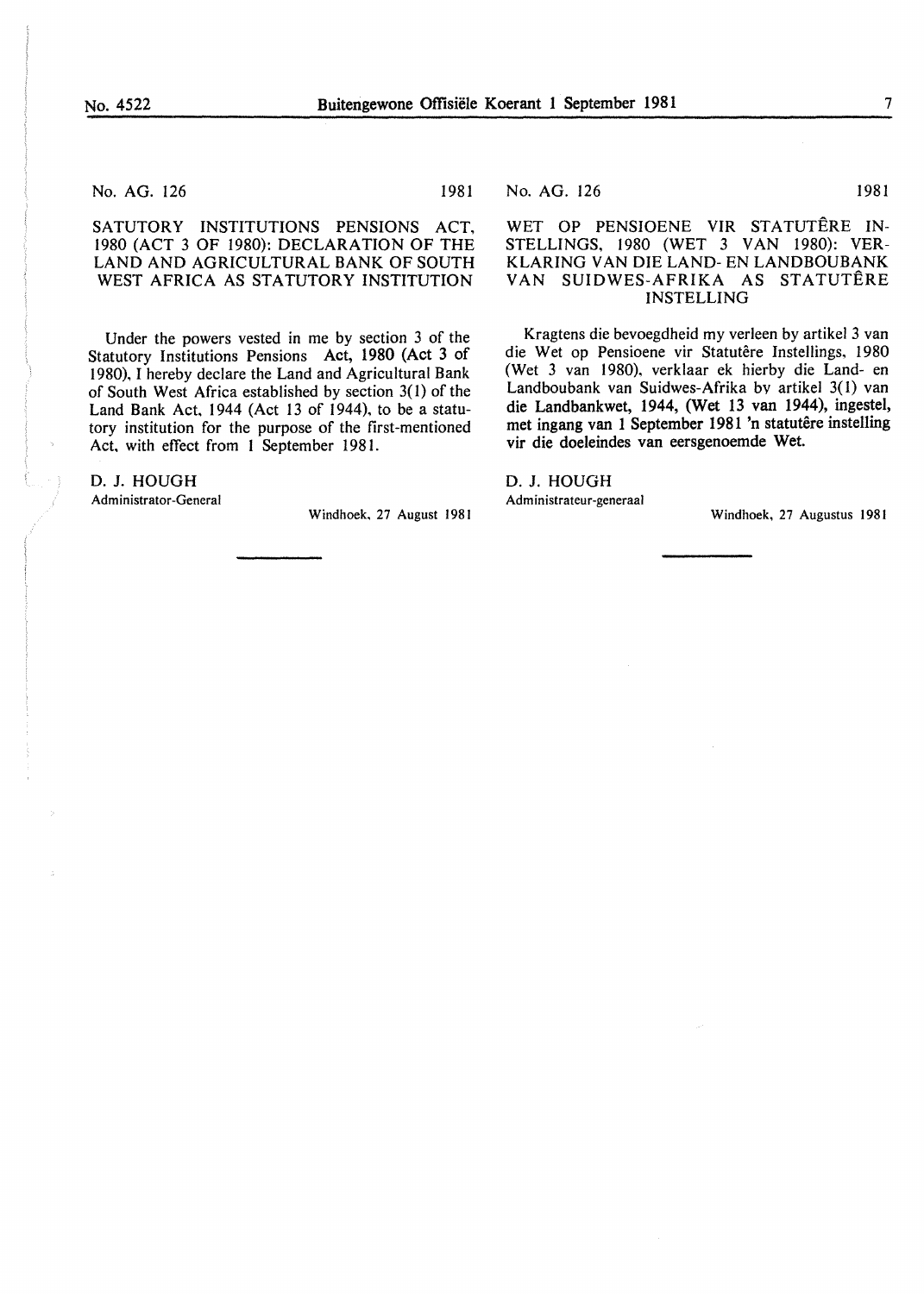No. AG. 126 1981

## SATUTORY INSTITUTIONS PENSIONS ACT, 1980 (ACT 3 OF 1980): DECLARATION OF THE LAND AND AGRICULTURAL BANK OF SOUTH WEST AFRICA AS STATUTORY INSTITUTION

Under the powers vested in me by section 3 of the Statutory Institutions Pensions Act, 1980 (Act 3 of 1980), I hereby declare the Land and Agricultural Bank of South West Africa established by section 3(1) of the Land Bank Act, 1944 (Act 13 of 1944), to be a statutory institution for the purpose of the first-mentioned Act, with effect from 1 September 1981.

D. J. HOUGH
Administrator-General

Windhoek, 27 August 1981

---

No. AG. 126 1981

## WET OP PENSIOENE VIR STATUTÊRE INSTELLINGS, 1980 (WET 3 VAN 1980): VERKLARING VAN DIE LAND- EN LANDBOUBANK VAN SUIDWES-AFRIKA AS STATUTÊRE INSTELLING

Kragtens die bevoegdheid my verleen by artikel 3 van die Wet op Pensioene vir Statutêre Instellings, 1980 (Wet 3 van 1980), verklaar ek hierby die Land- en Landboubank van Suidwes-Afrika by artikel 3(1) van die Landbankwet, 1944, (Wet 13 van 1944), ingestel, met ingang van 1 September 1981 'n statutêre instelling vir die doeleindes van eersgenoemde Wet.

D. J. HOUGH
Administrateur-generaal

Windhoek, 27 Augustus 1981